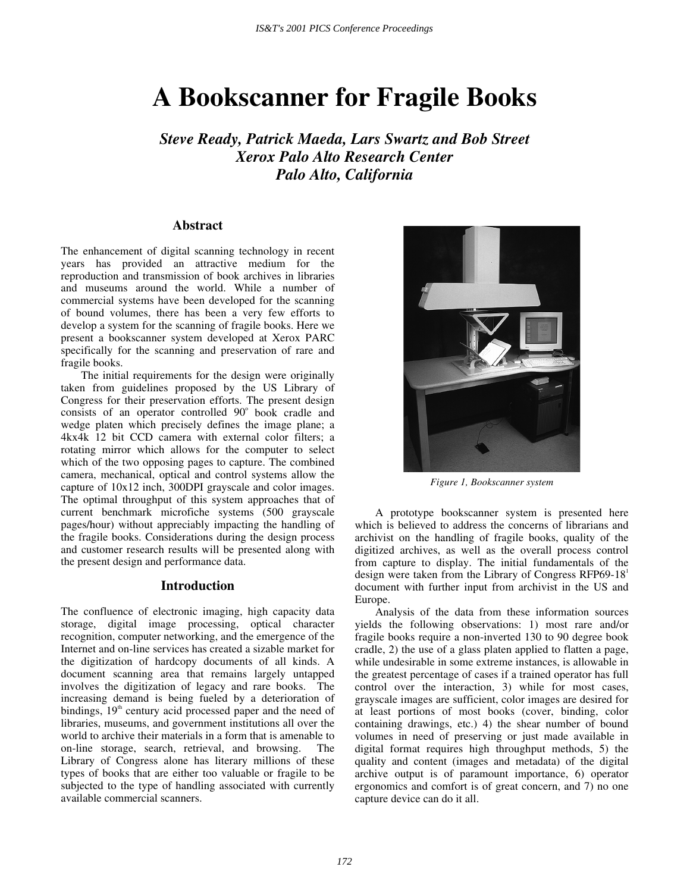# A Bookscanner for Fragile Books

***Steve Ready, Patrick Maeda, Lars Swartz and Bob Street***
***Xerox Palo Alto Research Center***
***Palo Alto, California***

## Abstract

The enhancement of digital scanning technology in recent years has provided an attractive medium for the reproduction and transmission of book archives in libraries and museums around the world. While a number of commercial systems have been developed for the scanning of bound volumes, there has been a very few efforts to develop a system for the scanning of fragile books. Here we present a bookscanner system developed at Xerox PARC specifically for the scanning and preservation of rare and fragile books.

The initial requirements for the design were originally taken from guidelines proposed by the US Library of Congress for their preservation efforts. The present design consists of an operator controlled $90^{\circ}$ book cradle and wedge platen which precisely defines the image plane; a 4kx4k 12 bit CCD camera with external color filters; a rotating mirror which allows for the computer to select which of the two opposing pages to capture. The combined camera, mechanical, optical and control systems allow the capture of 10x12 inch, 300DPI grayscale and color images. The optimal throughput of this system approaches that of current benchmark microfiche systems (500 grayscale pages/hour) without appreciably impacting the handling of the fragile books. Considerations during the design process and customer research results will be presented along with the present design and performance data.

## Introduction

The confluence of electronic imaging, high capacity data storage, digital image processing, optical character recognition, computer networking, and the emergence of the Internet and on-line services has created a sizable market for the digitization of hardcopy documents of all kinds. A document scanning area that remains largely untapped involves the digitization of legacy and rare books. The increasing demand is being fueled by a deterioration of bindings, 19th century acid processed paper and the need of libraries, museums, and government institutions all over the world to archive their materials in a form that is amenable to on-line storage, search, retrieval, and browsing. The Library of Congress alone has literary millions of these types of books that are either too valuable or fragile to be subjected to the type of handling associated with currently available commercial scanners.

*Figure 1, Bookscanner system*

A prototype bookscanner system is presented here which is believed to address the concerns of librarians and archivist on the handling of fragile books, quality of the digitized archives, as well as the overall process control from capture to display. The initial fundamentals of the design were taken from the Library of Congress RFP69-18[1] document with further input from archivist in the US and Europe.

Analysis of the data from these information sources yields the following observations: 1) most rare and/or fragile books require a non-inverted 130 to 90 degree book cradle, 2) the use of a glass platen applied to flatten a page, while undesirable in some extreme instances, is allowable in the greatest percentage of cases if a trained operator has full control over the interaction, 3) while for most cases, grayscale images are sufficient, color images are desired for at least portions of most books (cover, binding, color containing drawings, etc.) 4) the shear number of bound volumes in need of preserving or just made available in digital format requires high throughput methods, 5) the quality and content (images and metadata) of the digital archive output is of paramount importance, 6) operator ergonomics and comfort is of great concern, and 7) no one capture device can do it all.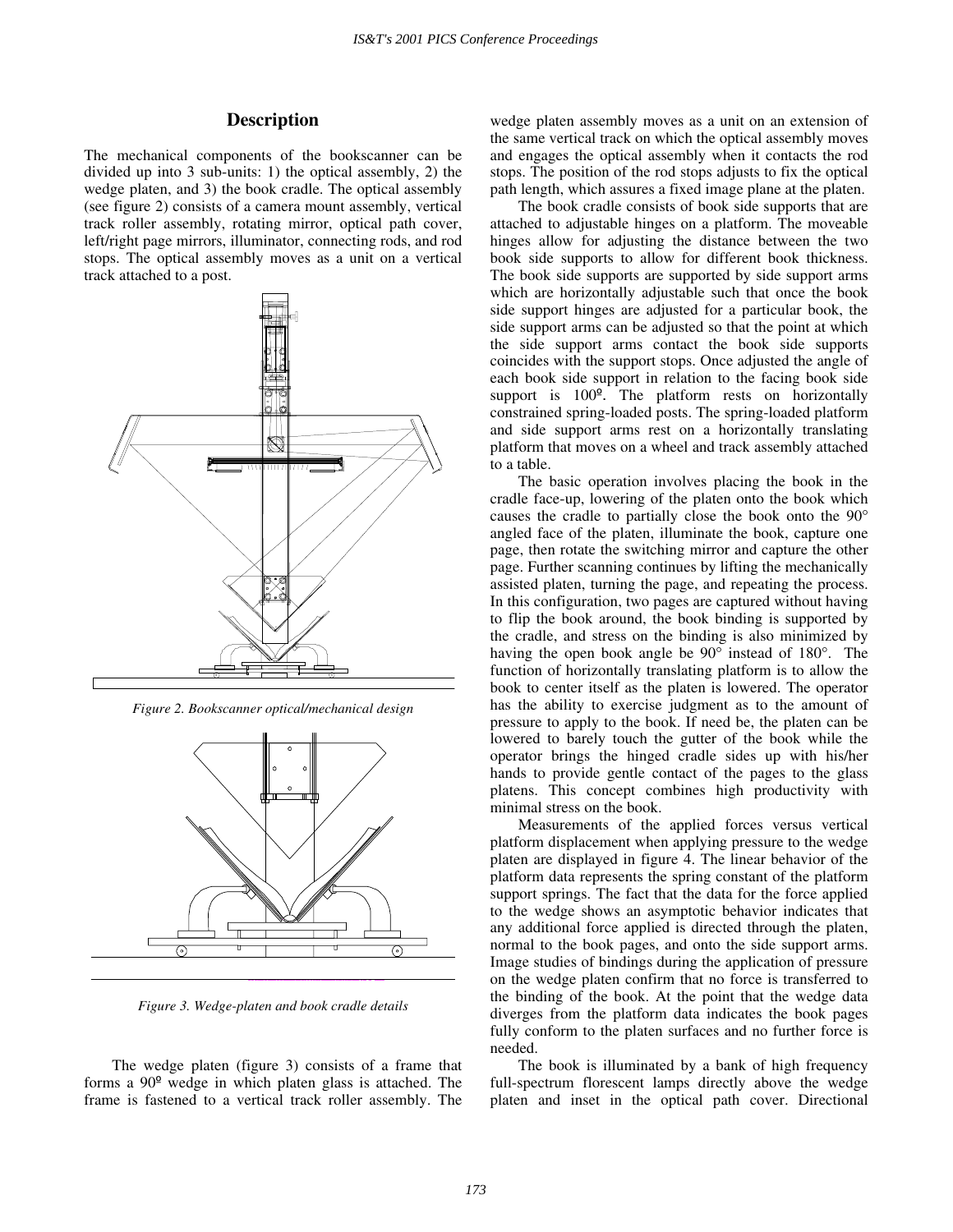## Description

The mechanical components of the bookscanner can be divided up into 3 sub-units: 1) the optical assembly, 2) the wedge platen, and 3) the book cradle. The optical assembly (see figure 2) consists of a camera mount assembly, vertical track roller assembly, rotating mirror, optical path cover, left/right page mirrors, illuminator, connecting rods, and rod stops. The optical assembly moves as a unit on a vertical track attached to a post.

*Figure 2. Bookscanner optical/mechanical design*

*Figure 3. Wedge-platen and book cradle details*

The wedge platen (figure 3) consists of a frame that forms a 90º wedge in which platen glass is attached. The frame is fastened to a vertical track roller assembly. The wedge platen assembly moves as a unit on an extension of the same vertical track on which the optical assembly moves and engages the optical assembly when it contacts the rod stops. The position of the rod stops adjusts to fix the optical path length, which assures a fixed image plane at the platen.

The book cradle consists of book side supports that are attached to adjustable hinges on a platform. The moveable hinges allow for adjusting the distance between the two book side supports to allow for different book thickness. The book side supports are supported by side support arms which are horizontally adjustable such that once the book side support hinges are adjusted for a particular book, the side support arms can be adjusted so that the point at which the side support arms contact the book side supports coincides with the support stops. Once adjusted the angle of each book side support in relation to the facing book side support is 100º. The platform rests on horizontally constrained spring-loaded posts. The spring-loaded platform and side support arms rest on a horizontally translating platform that moves on a wheel and track assembly attached to a table.

The basic operation involves placing the book in the cradle face-up, lowering of the platen onto the book which causes the cradle to partially close the book onto the 90° angled face of the platen, illuminate the book, capture one page, then rotate the switching mirror and capture the other page. Further scanning continues by lifting the mechanically assisted platen, turning the page, and repeating the process. In this configuration, two pages are captured without having to flip the book around, the book binding is supported by the cradle, and stress on the binding is also minimized by having the open book angle be 90° instead of 180°. The function of horizontally translating platform is to allow the book to center itself as the platen is lowered. The operator has the ability to exercise judgment as to the amount of pressure to apply to the book. If need be, the platen can be lowered to barely touch the gutter of the book while the operator brings the hinged cradle sides up with his/her hands to provide gentle contact of the pages to the glass platens. This concept combines high productivity with minimal stress on the book.

Measurements of the applied forces versus vertical platform displacement when applying pressure to the wedge platen are displayed in figure 4. The linear behavior of the platform data represents the spring constant of the platform support springs. The fact that the data for the force applied to the wedge shows an asymptotic behavior indicates that any additional force applied is directed through the platen, normal to the book pages, and onto the side support arms. Image studies of bindings during the application of pressure on the wedge platen confirm that no force is transferred to the binding of the book. At the point that the wedge data diverges from the platform data indicates the book pages fully conform to the platen surfaces and no further force is needed.

The book is illuminated by a bank of high frequency full-spectrum florescent lamps directly above the wedge platen and inset in the optical path cover. Directional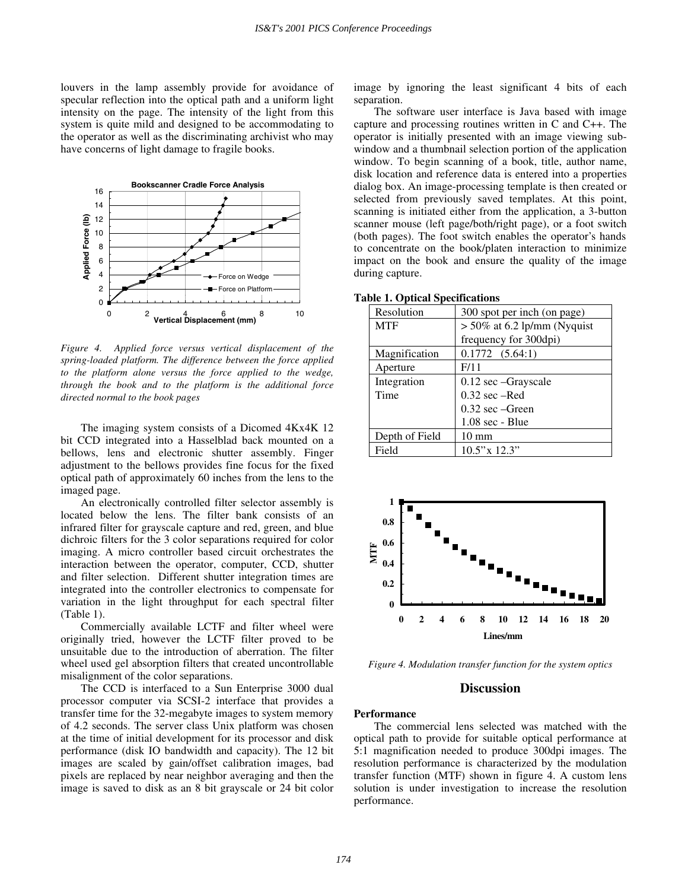louvers in the lamp assembly provide for avoidance of specular reflection into the optical path and a uniform light intensity on the page. The intensity of the light from this system is quite mild and designed to be accommodating to the operator as well as the discriminating archivist who may have concerns of light damage to fragile books.

*Figure 4. Applied force versus vertical displacement of the spring-loaded platform. The difference between the force applied to the platform alone versus the force applied to the wedge, through the book and to the platform is the additional force directed normal to the book pages*

The imaging system consists of a Dicomed 4Kx4K 12 bit CCD integrated into a Hasselblad back mounted on a bellows, lens and electronic shutter assembly. Finger adjustment to the bellows provides fine focus for the fixed optical path of approximately 60 inches from the lens to the imaged page.

An electronically controlled filter selector assembly is located below the lens. The filter bank consists of an infrared filter for grayscale capture and red, green, and blue dichroic filters for the 3 color separations required for color imaging. A micro controller based circuit orchestrates the interaction between the operator, computer, CCD, shutter and filter selection. Different shutter integration times are integrated into the controller electronics to compensate for variation in the light throughput for each spectral filter (Table 1).

Commercially available LCTF and filter wheel were originally tried, however the LCTF filter proved to be unsuitable due to the introduction of aberration. The filter wheel used gel absorption filters that created uncontrollable misalignment of the color separations.

The CCD is interfaced to a Sun Enterprise 3000 dual processor computer via SCSI-2 interface that provides a transfer time for the 32-megabyte images to system memory of 4.2 seconds. The server class Unix platform was chosen at the time of initial development for its processor and disk performance (disk IO bandwidth and capacity). The 12 bit images are scaled by gain/offset calibration images, bad pixels are replaced by near neighbor averaging and then the image is saved to disk as an 8 bit grayscale or 24 bit color image by ignoring the least significant 4 bits of each separation.

The software user interface is Java based with image capture and processing routines written in C and C++. The operator is initially presented with an image viewing sub-window and a thumbnail selection portion of the application window. To begin scanning of a book, title, author name, disk location and reference data is entered into a properties dialog box. An image-processing template is then created or selected from previously saved templates. At this point, scanning is initiated either from the application, a 3-button scanner mouse (left page/both/right page), or a foot switch (both pages). The foot switch enables the operator's hands to concentrate on the book/platen interaction to minimize impact on the book and ensure the quality of the image during capture.

**Table 1. Optical Specifications**

| | |
|---|---|
| Resolution | 300 spot per inch (on page) |
| MTF | > 50% at 6.2 lp/mm (Nyquist frequency for 300dpi) |
| Magnification | 0.1772 (5.64:1) |
| Aperture | F/11 |
| Integration Time | 0.12 sec –Grayscale<br>0.32 sec –Red<br>0.32 sec –Green<br>1.08 sec - Blue |
| Depth of Field | 10 mm |
| Field | 10.5"x 12.3" |

*Figure 4. Modulation transfer function for the system optics*

## Discussion

**Performance**

The commercial lens selected was matched with the optical path to provide for suitable optical performance at 5:1 magnification needed to produce 300dpi images. The resolution performance is characterized by the modulation transfer function (MTF) shown in figure 4. A custom lens solution is under investigation to increase the resolution performance.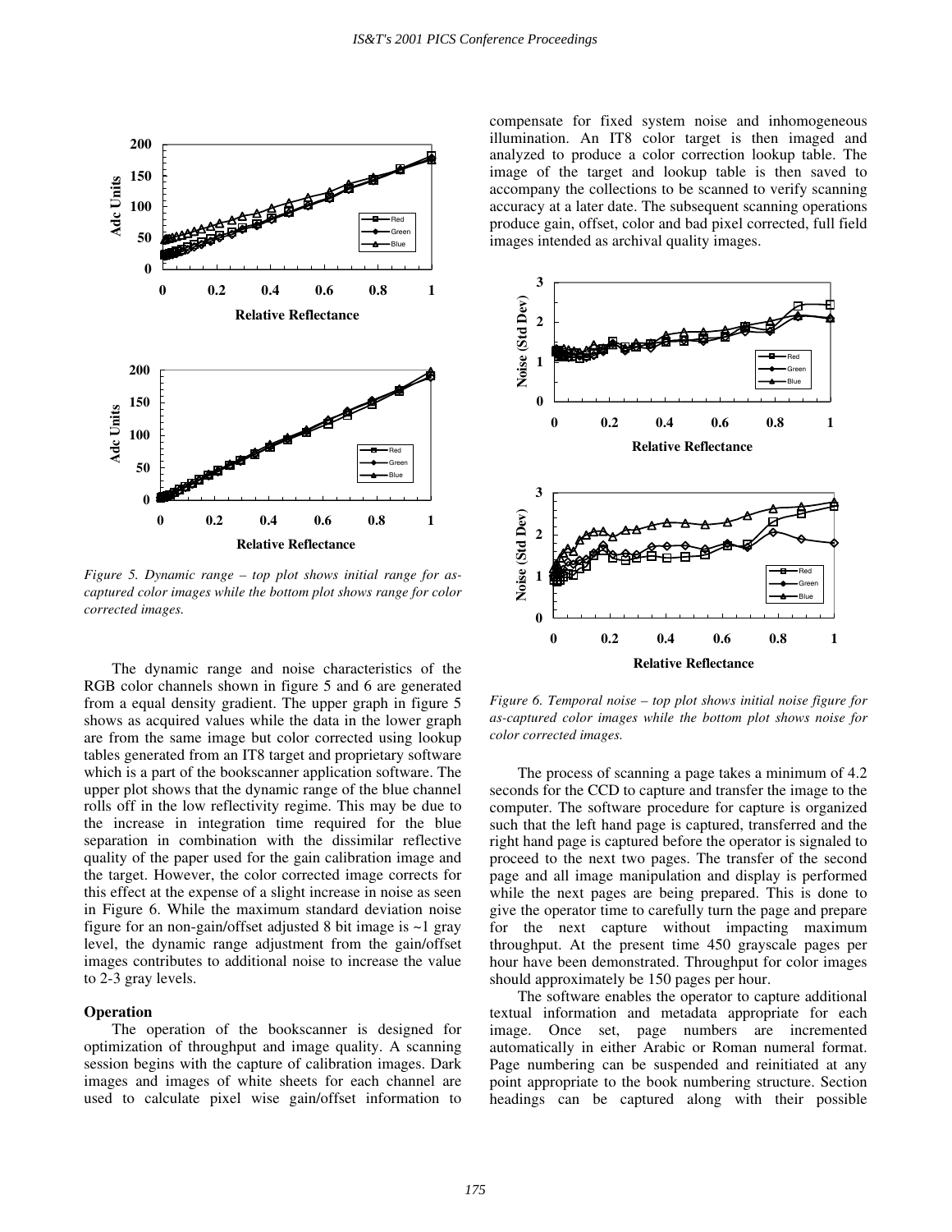*Figure 5. Dynamic range – top plot shows initial range for as-captured color images while the bottom plot shows range for color corrected images.*

The dynamic range and noise characteristics of the RGB color channels shown in figure 5 and 6 are generated from a equal density gradient. The upper graph in figure 5 shows as acquired values while the data in the lower graph are from the same image but color corrected using lookup tables generated from an IT8 target and proprietary software which is a part of the bookscanner application software. The upper plot shows that the dynamic range of the blue channel rolls off in the low reflectivity regime. This may be due to the increase in integration time required for the blue separation in combination with the dissimilar reflective quality of the paper used for the gain calibration image and the target. However, the color corrected image corrects for this effect at the expense of a slight increase in noise as seen in Figure 6. While the maximum standard deviation noise figure for an non-gain/offset adjusted 8 bit image is ~1 gray level, the dynamic range adjustment from the gain/offset images contributes to additional noise to increase the value to 2-3 gray levels.

### Operation

The operation of the bookscanner is designed for optimization of throughput and image quality. A scanning session begins with the capture of calibration images. Dark images and images of white sheets for each channel are used to calculate pixel wise gain/offset information to compensate for fixed system noise and inhomogeneous illumination. An IT8 color target is then imaged and analyzed to produce a color correction lookup table. The image of the target and lookup table is then saved to accompany the collections to be scanned to verify scanning accuracy at a later date. The subsequent scanning operations produce gain, offset, color and bad pixel corrected, full field images intended as archival quality images.

*Figure 6. Temporal noise – top plot shows initial noise figure for as-captured color images while the bottom plot shows noise for color corrected images.*

The process of scanning a page takes a minimum of 4.2 seconds for the CCD to capture and transfer the image to the computer. The software procedure for capture is organized such that the left hand page is captured, transferred and the right hand page is captured before the operator is signaled to proceed to the next two pages. The transfer of the second page and all image manipulation and display is performed while the next pages are being prepared. This is done to give the operator time to carefully turn the page and prepare for the next capture without impacting maximum throughput. At the present time 450 grayscale pages per hour have been demonstrated. Throughput for color images should approximately be 150 pages per hour.

The software enables the operator to capture additional textual information and metadata appropriate for each image. Once set, page numbers are incremented automatically in either Arabic or Roman numeral format. Page numbering can be suspended and reinitiated at any point appropriate to the book numbering structure. Section headings can be captured along with their possible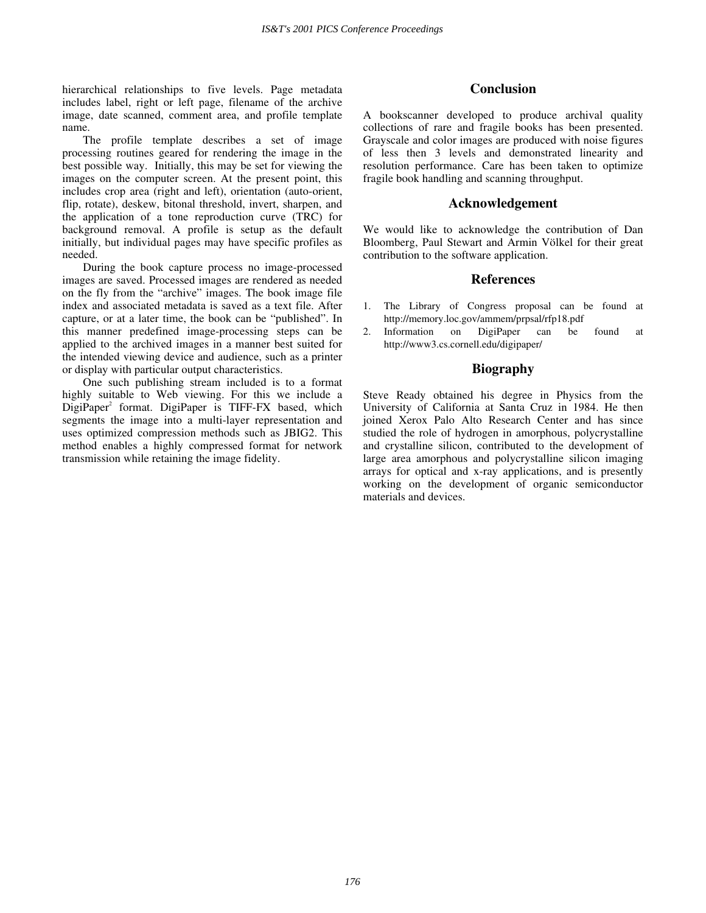hierarchical relationships to five levels. Page metadata includes label, right or left page, filename of the archive image, date scanned, comment area, and profile template name.

The profile template describes a set of image processing routines geared for rendering the image in the best possible way. Initially, this may be set for viewing the images on the computer screen. At the present point, this includes crop area (right and left), orientation (auto-orient, flip, rotate), deskew, bitonal threshold, invert, sharpen, and the application of a tone reproduction curve (TRC) for background removal. A profile is setup as the default initially, but individual pages may have specific profiles as needed.

During the book capture process no image-processed images are saved. Processed images are rendered as needed on the fly from the "archive" images. The book image file index and associated metadata is saved as a text file. After capture, or at a later time, the book can be "published". In this manner predefined image-processing steps can be applied to the archived images in a manner best suited for the intended viewing device and audience, such as a printer or display with particular output characteristics.

One such publishing stream included is to a format highly suitable to Web viewing. For this we include a DigiPaper[2] format. DigiPaper is TIFF-FX based, which segments the image into a multi-layer representation and uses optimized compression methods such as JBIG2. This method enables a highly compressed format for network transmission while retaining the image fidelity.

## Conclusion

A bookscanner developed to produce archival quality collections of rare and fragile books has been presented. Grayscale and color images are produced with noise figures of less then 3 levels and demonstrated linearity and resolution performance. Care has been taken to optimize fragile book handling and scanning throughput.

## Acknowledgement

We would like to acknowledge the contribution of Dan Bloomberg, Paul Stewart and Armin Völkel for their great contribution to the software application.

## References

1. The Library of Congress proposal can be found at http://memory.loc.gov/ammem/prpsal/rfp18.pdf
2. Information on DigiPaper can be found at http://www3.cs.cornell.edu/digipaper/

## Biography

Steve Ready obtained his degree in Physics from the University of California at Santa Cruz in 1984. He then joined Xerox Palo Alto Research Center and has since studied the role of hydrogen in amorphous, polycrystalline and crystalline silicon, contributed to the development of large area amorphous and polycrystalline silicon imaging arrays for optical and x-ray applications, and is presently working on the development of organic semiconductor materials and devices.